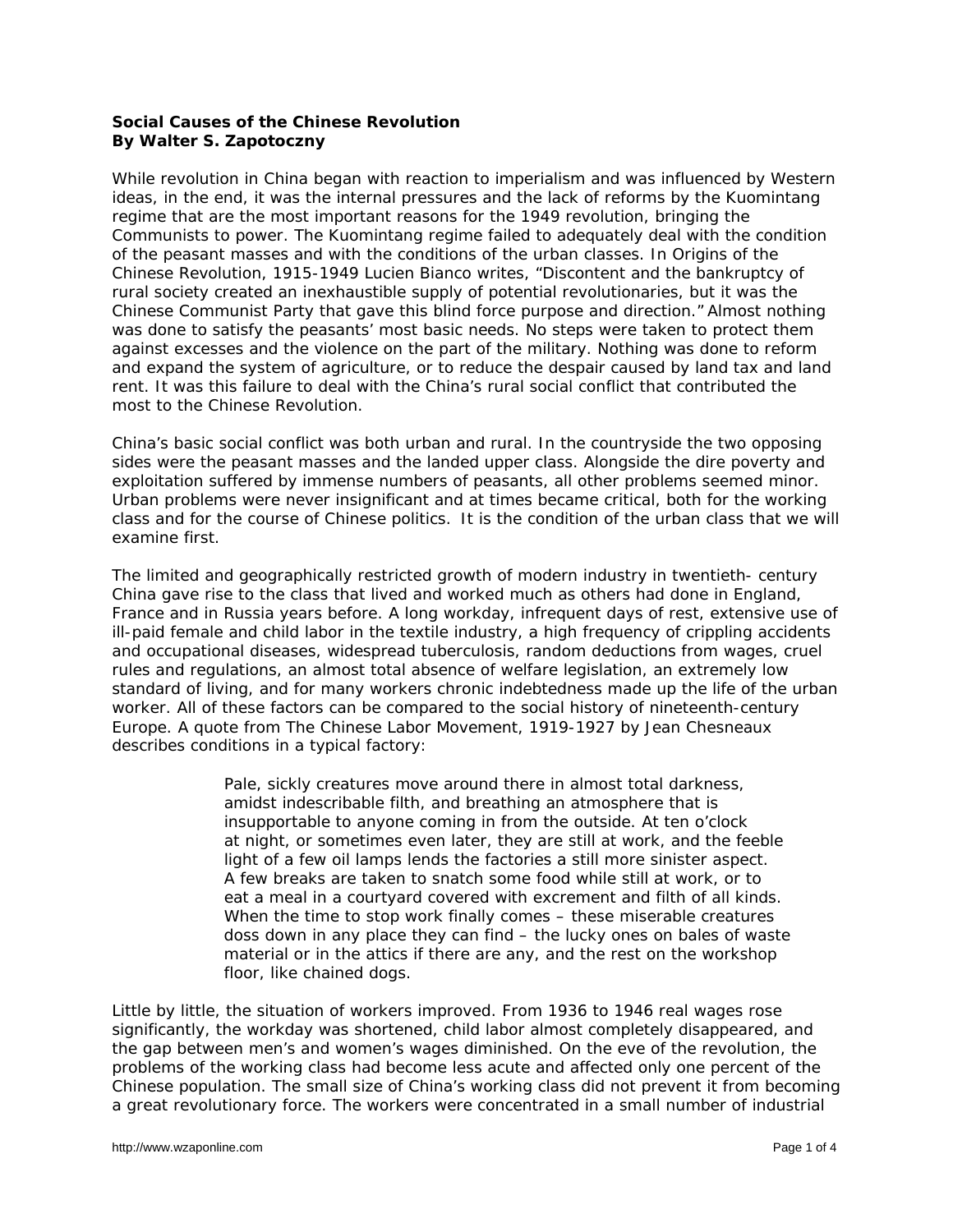**Social Causes of the Chinese Revolution**
**By Walter S. Zapotoczny**

While revolution in China began with reaction to imperialism and was influenced by Western ideas, in the end, it was the internal pressures and the lack of reforms by the Kuomintang regime that are the most important reasons for the 1949 revolution, bringing the Communists to power. The Kuomintang regime failed to adequately deal with the condition of the peasant masses and with the conditions of the urban classes. In Origins of the Chinese Revolution, 1915-1949 Lucien Bianco writes, "Discontent and the bankruptcy of rural society created an inexhaustible supply of potential revolutionaries, but it was the Chinese Communist Party that gave this blind force purpose and direction." Almost nothing was done to satisfy the peasants' most basic needs. No steps were taken to protect them against excesses and the violence on the part of the military. Nothing was done to reform and expand the system of agriculture, or to reduce the despair caused by land tax and land rent. It was this failure to deal with the China's rural social conflict that contributed the most to the Chinese Revolution.

China's basic social conflict was both urban and rural. In the countryside the two opposing sides were the peasant masses and the landed upper class. Alongside the dire poverty and exploitation suffered by immense numbers of peasants, all other problems seemed minor. Urban problems were never insignificant and at times became critical, both for the working class and for the course of Chinese politics. It is the condition of the urban class that we will examine first.

The limited and geographically restricted growth of modern industry in twentieth- century China gave rise to the class that lived and worked much as others had done in England, France and in Russia years before. A long workday, infrequent days of rest, extensive use of ill-paid female and child labor in the textile industry, a high frequency of crippling accidents and occupational diseases, widespread tuberculosis, random deductions from wages, cruel rules and regulations, an almost total absence of welfare legislation, an extremely low standard of living, and for many workers chronic indebtedness made up the life of the urban worker. All of these factors can be compared to the social history of nineteenth-century Europe. A quote from The Chinese Labor Movement, 1919-1927 by Jean Chesneaux describes conditions in a typical factory:

> Pale, sickly creatures move around there in almost total darkness, amidst indescribable filth, and breathing an atmosphere that is insupportable to anyone coming in from the outside. At ten o'clock at night, or sometimes even later, they are still at work, and the feeble light of a few oil lamps lends the factories a still more sinister aspect. A few breaks are taken to snatch some food while still at work, or to eat a meal in a courtyard covered with excrement and filth of all kinds. When the time to stop work finally comes – these miserable creatures doss down in any place they can find – the lucky ones on bales of waste material or in the attics if there are any, and the rest on the workshop floor, like chained dogs.

Little by little, the situation of workers improved. From 1936 to 1946 real wages rose significantly, the workday was shortened, child labor almost completely disappeared, and the gap between men's and women's wages diminished. On the eve of the revolution, the problems of the working class had become less acute and affected only one percent of the Chinese population. The small size of China's working class did not prevent it from becoming a great revolutionary force. The workers were concentrated in a small number of industrial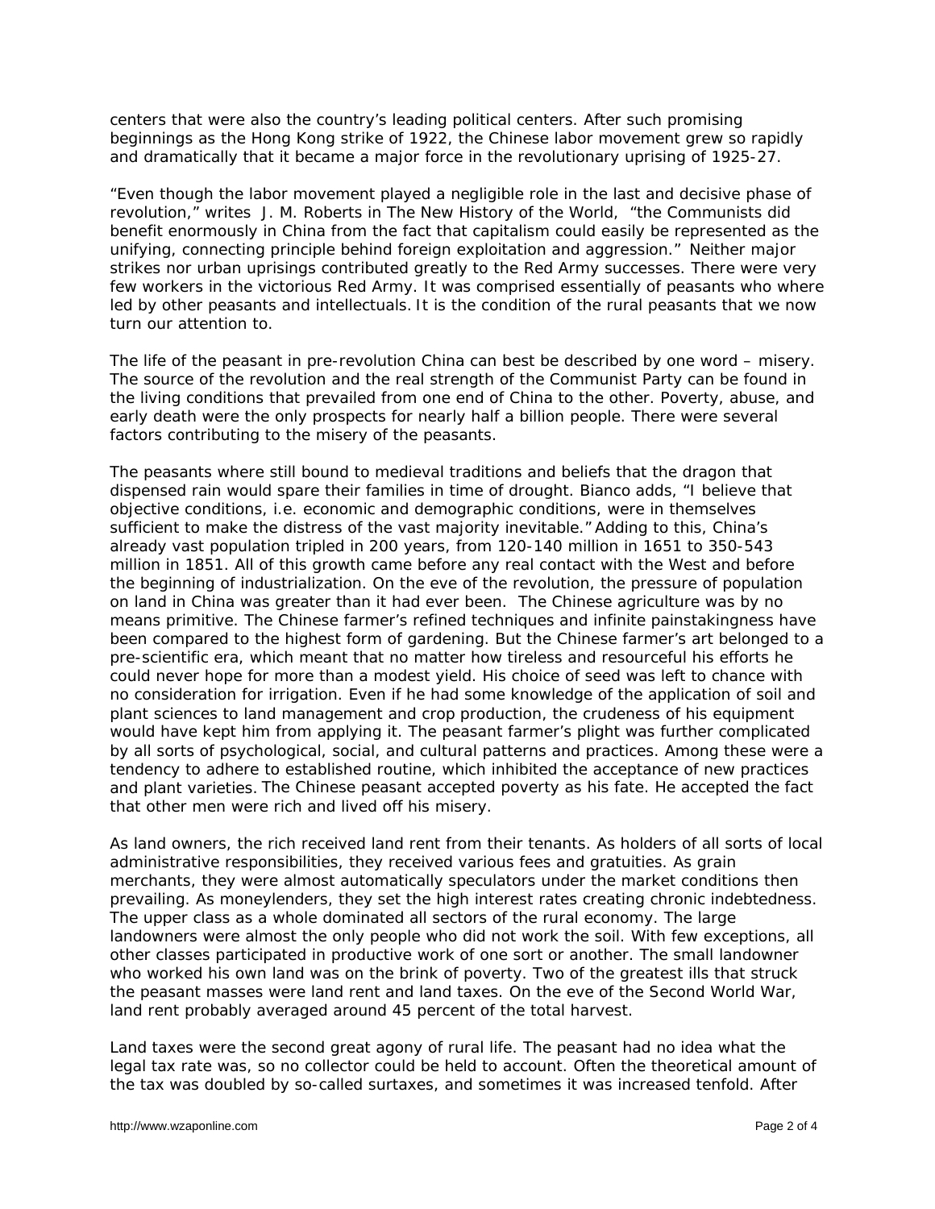centers that were also the country's leading political centers. After such promising beginnings as the Hong Kong strike of 1922, the Chinese labor movement grew so rapidly and dramatically that it became a major force in the revolutionary uprising of 1925-27.

"Even though the labor movement played a negligible role in the last and decisive phase of revolution," writes J. M. Roberts in The New History of the World, "the Communists did benefit enormously in China from the fact that capitalism could easily be represented as the unifying, connecting principle behind foreign exploitation and aggression." Neither major strikes nor urban uprisings contributed greatly to the Red Army successes. There were very few workers in the victorious Red Army. It was comprised essentially of peasants who where led by other peasants and intellectuals. It is the condition of the rural peasants that we now turn our attention to.

The life of the peasant in pre-revolution China can best be described by one word – misery. The source of the revolution and the real strength of the Communist Party can be found in the living conditions that prevailed from one end of China to the other. Poverty, abuse, and early death were the only prospects for nearly half a billion people. There were several factors contributing to the misery of the peasants.

The peasants where still bound to medieval traditions and beliefs that the dragon that dispensed rain would spare their families in time of drought. Bianco adds, "I believe that objective conditions, i.e. economic and demographic conditions, were in themselves sufficient to make the distress of the vast majority inevitable." Adding to this, China's already vast population tripled in 200 years, from 120-140 million in 1651 to 350-543 million in 1851. All of this growth came before any real contact with the West and before the beginning of industrialization. On the eve of the revolution, the pressure of population on land in China was greater than it had ever been. The Chinese agriculture was by no means primitive. The Chinese farmer's refined techniques and infinite painstakingness have been compared to the highest form of gardening. But the Chinese farmer's art belonged to a pre-scientific era, which meant that no matter how tireless and resourceful his efforts he could never hope for more than a modest yield. His choice of seed was left to chance with no consideration for irrigation. Even if he had some knowledge of the application of soil and plant sciences to land management and crop production, the crudeness of his equipment would have kept him from applying it. The peasant farmer's plight was further complicated by all sorts of psychological, social, and cultural patterns and practices. Among these were a tendency to adhere to established routine, which inhibited the acceptance of new practices and plant varieties. The Chinese peasant accepted poverty as his fate. He accepted the fact that other men were rich and lived off his misery.

As land owners, the rich received land rent from their tenants. As holders of all sorts of local administrative responsibilities, they received various fees and gratuities. As grain merchants, they were almost automatically speculators under the market conditions then prevailing. As moneylenders, they set the high interest rates creating chronic indebtedness. The upper class as a whole dominated all sectors of the rural economy. The large landowners were almost the only people who did not work the soil. With few exceptions, all other classes participated in productive work of one sort or another. The small landowner who worked his own land was on the brink of poverty. Two of the greatest ills that struck the peasant masses were land rent and land taxes. On the eve of the Second World War, land rent probably averaged around 45 percent of the total harvest.

Land taxes were the second great agony of rural life. The peasant had no idea what the legal tax rate was, so no collector could be held to account. Often the theoretical amount of the tax was doubled by so-called surtaxes, and sometimes it was increased tenfold. After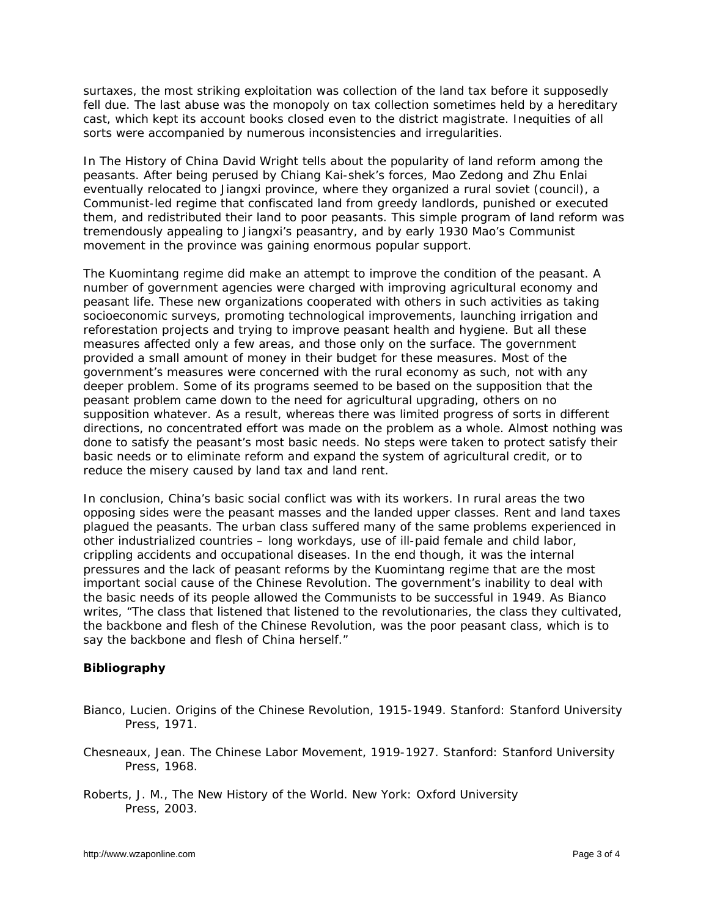surtaxes, the most striking exploitation was collection of the land tax before it supposedly fell due. The last abuse was the monopoly on tax collection sometimes held by a hereditary cast, which kept its account books closed even to the district magistrate. Inequities of all sorts were accompanied by numerous inconsistencies and irregularities.

In The History of China David Wright tells about the popularity of land reform among the peasants. After being perused by Chiang Kai-shek's forces, Mao Zedong and Zhu Enlai eventually relocated to Jiangxi province, where they organized a rural soviet (council), a Communist-led regime that confiscated land from greedy landlords, punished or executed them, and redistributed their land to poor peasants. This simple program of land reform was tremendously appealing to Jiangxi's peasantry, and by early 1930 Mao's Communist movement in the province was gaining enormous popular support.

The Kuomintang regime did make an attempt to improve the condition of the peasant. A number of government agencies were charged with improving agricultural economy and peasant life. These new organizations cooperated with others in such activities as taking socioeconomic surveys, promoting technological improvements, launching irrigation and reforestation projects and trying to improve peasant health and hygiene. But all these measures affected only a few areas, and those only on the surface. The government provided a small amount of money in their budget for these measures. Most of the government's measures were concerned with the rural economy as such, not with any deeper problem. Some of its programs seemed to be based on the supposition that the peasant problem came down to the need for agricultural upgrading, others on no supposition whatever. As a result, whereas there was limited progress of sorts in different directions, no concentrated effort was made on the problem as a whole. Almost nothing was done to satisfy the peasant's most basic needs. No steps were taken to protect satisfy their basic needs or to eliminate reform and expand the system of agricultural credit, or to reduce the misery caused by land tax and land rent.

In conclusion, China's basic social conflict was with its workers. In rural areas the two opposing sides were the peasant masses and the landed upper classes. Rent and land taxes plagued the peasants. The urban class suffered many of the same problems experienced in other industrialized countries – long workdays, use of ill-paid female and child labor, crippling accidents and occupational diseases. In the end though, it was the internal pressures and the lack of peasant reforms by the Kuomintang regime that are the most important social cause of the Chinese Revolution. The government's inability to deal with the basic needs of its people allowed the Communists to be successful in 1949. As Bianco writes, "The class that listened that listened to the revolutionaries, the class they cultivated, the backbone and flesh of the Chinese Revolution, was the poor peasant class, which is to say the backbone and flesh of China herself."

**Bibliography**

Bianco, Lucien. Origins of the Chinese Revolution, 1915-1949. Stanford: Stanford University Press, 1971.

Chesneaux, Jean. The Chinese Labor Movement, 1919-1927. Stanford: Stanford University Press, 1968.

Roberts, J. M., The New History of the World. New York: Oxford University Press, 2003.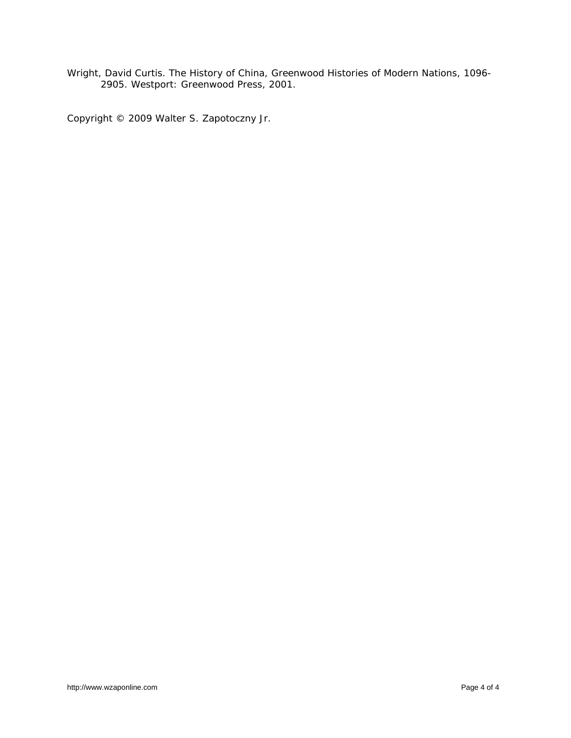Wright, David Curtis. The History of China, Greenwood Histories of Modern Nations, 1096-2905. Westport: Greenwood Press, 2001.

Copyright © 2009 Walter S. Zapotoczny Jr.